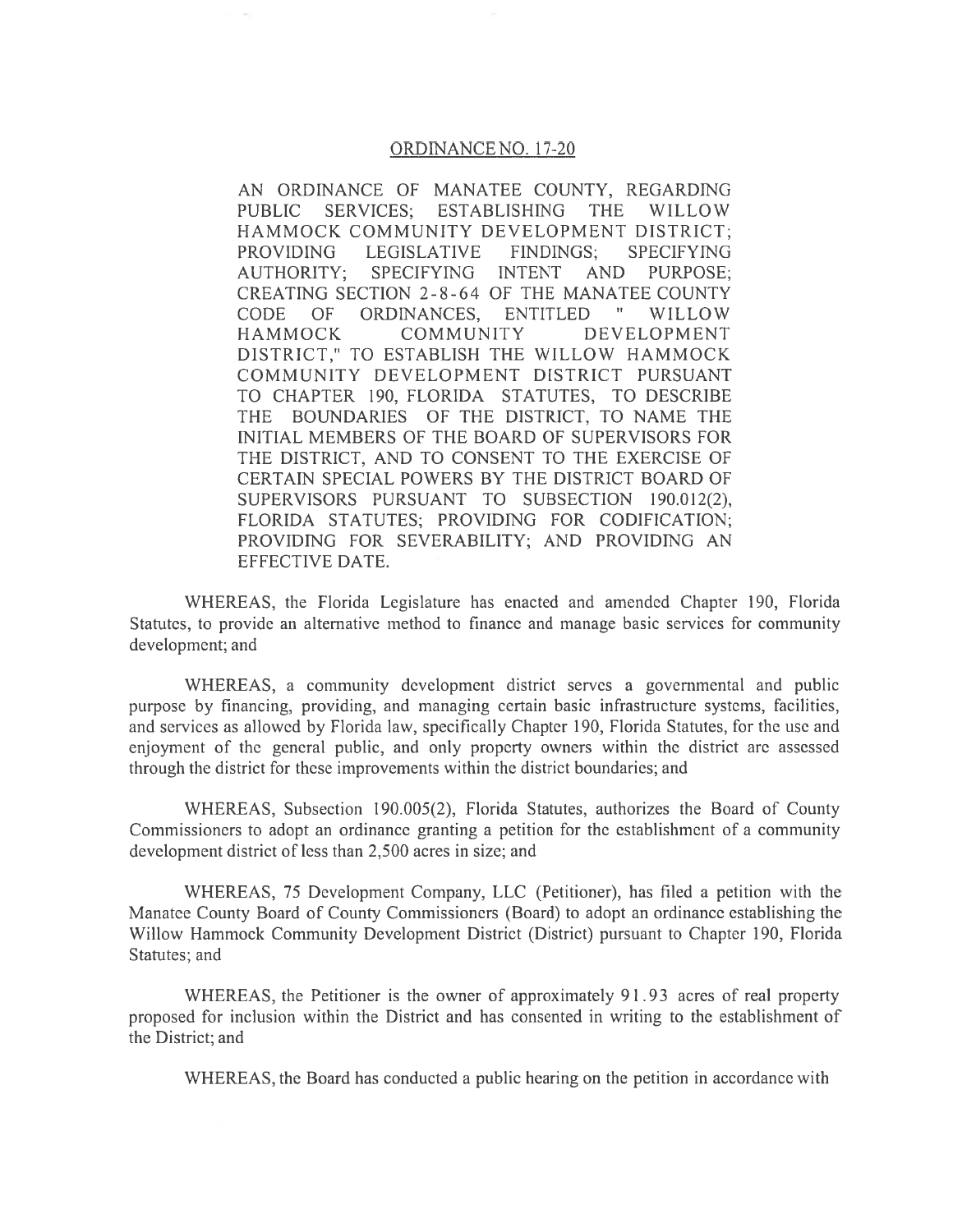# ORDINANCE NO. 17-20

AN ORDINANCE OF MANATEE COUNTY, REGARDING PUBLIC SERVICES; ESTABLISHING THE WILLOW HAMMOCK COMMUNITY DEVELOPMENT DISTRICT; PROVIDING LEGISLATIVE FINDINGS; SPECIFYING AUTHORITY; SPECIFYING INTENT AND PURPOSE; CREATING SECTION 2-8-64 OF THE MANATEE COUNTY CODE OF ORDINANCES, ENTITLED " WILLOW HAMMOCK COMMUNITY DEVELOPMENT DISTRICT," TO ESTABLISH THE WILLOW HAMMOCK COMMUNITY DEVELOPMENT DISTRICT PURSUANT TO CHAPTER 190, FLORIDA STATUTES, TO DESCRIBE THE BOUNDARIES OF THE DISTRICT, TO NAME THE INITIAL MEMBERS OF THE BOARD OF SUPERVISORS FOR THE DISTRICT, AND TO CONSENT TO THE EXERCISE OF CERTAIN SPECIAL POWERS BY THE DISTRICT BOARD OF SUPERVISORS PURSUANT TO SUBSECTION 190.012(2), FLORIDA STATUTES; PROVIDING FOR CODIFICATION; PROVIDING FOR SEVERABILITY; AND PROVIDING AN EFFECTIVE DATE.

WHEREAS, the Florida Legislature has enacted and amended Chapter 190, Florida Statutes, to provide an alternative method to finance and manage basic services for community development; and

WHEREAS, a community development district serves a governmental and public purpose by financing, providing, and managing certain basic infrastructure systems, facilities, and services as allowed by Florida law, specifically Chapter 190, Florida Statutes, for the use and enjoyment of the general public, and only property owners within the district are assessed through the district for these improvements within the district boundaries; and

WHEREAS, Subsection 190.005(2), Florida Statutes, authorizes the Board of County Commissioners to adopt an ordinance granting a petition for the establishment of a community development district of less than 2,500 acres in size; and

WHEREAS, 75 Development Company, LLC (Petitioner), has filed a petition with the Manatee County Board of County Commissioners (Board) to adopt an ordinance establishing the Willow Hammock Community Development District (District) pursuant to Chapter 190, Florida Statutes; and

WHEREAS, the Petitioner is the owner of approximately 91.93 acres of real property proposed for inclusion within the District and has consented in writing to the establishment of the District; and

WHEREAS, the Board has conducted a public hearing on the petition in accordance with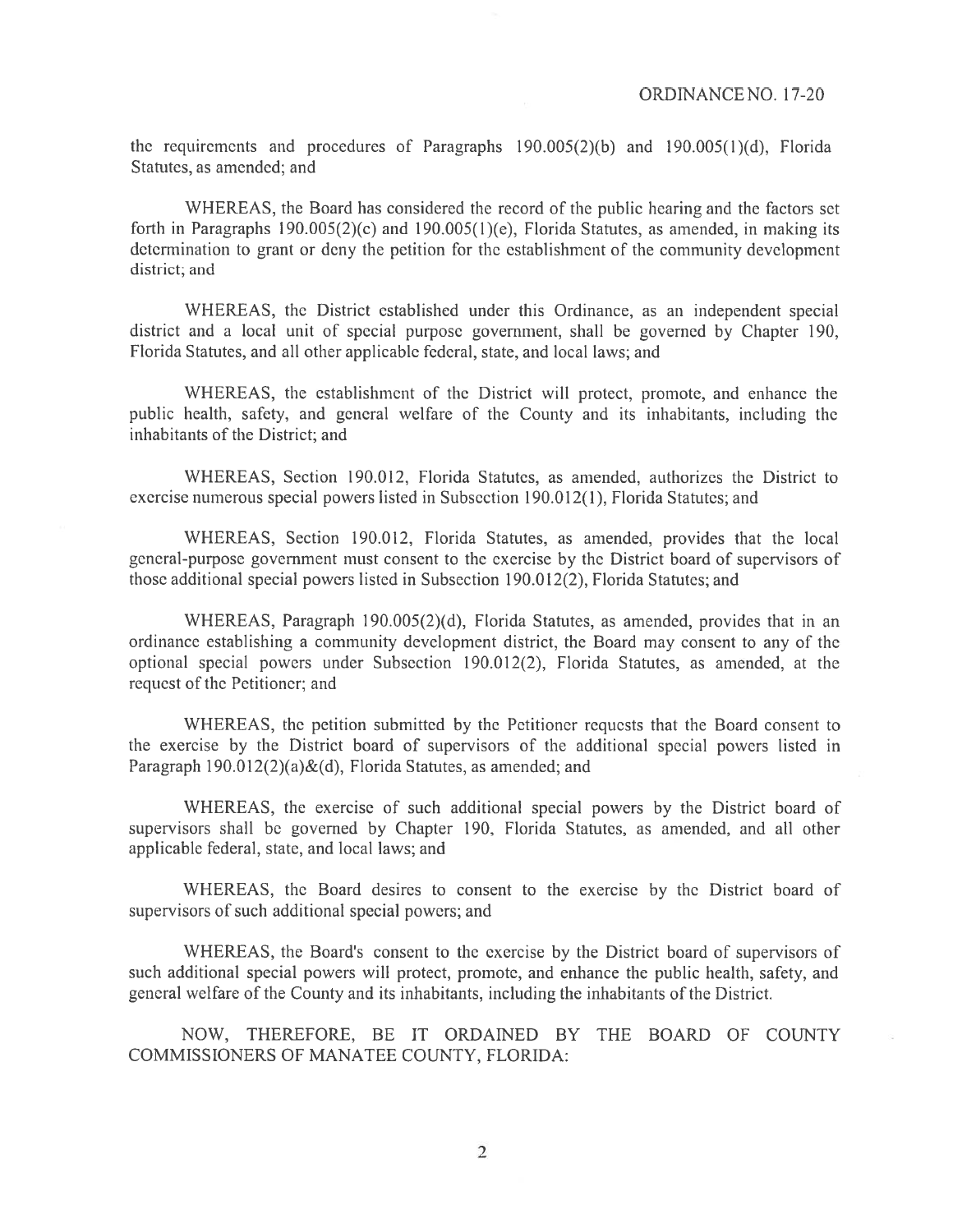the requirements and procedures of Paragraphs 190.005(2)(b) and 190.005(1)(d), Florida Statutes, as amended; and

WHEREAS, the Board has considered the record of the public hearing and the factors set forth in Paragraphs 190.005(2)(c) and 190.005(1)(e), Florida Statutes, as amended, in making its determination to grant or deny the petition for the establishment of the community development district; and

WHEREAS, the District established under this Ordinance, as an independent special district and a local unit of special purpose government, shall be governed by Chapter 190, Florida Statutes, and all other applicable federal, state, and local laws; and

WHEREAS, the establishment of the District will protect, promote, and enhance the public health, safety, and general welfare of the County and its inhabitants, including the inhabitants of the District; and

WHEREAS, Section 190.012, Florida Statutes, as amended, authorizes the District to exercise numerous special powers listed in Subsection 190.012(1), Florida Statutes; and

WHEREAS, Section 190.012, Florida Statutes, as amended, provides that the local general-purpose government must consent to the exercise by the District board of supervisors of those additional special powers listed in Subsection 190.012(2), Florida Statutes; and

WHEREAS, Paragraph 190.005(2)(d), Florida Statutes, as amended, provides that in an ordinance establishing a community development district, the Board may consent to any of the optional special powers under Subsection 190.012(2), Florida Statutes, as amended, at the request of the Petitioner; and

WHEREAS, the petition submitted by the Petitioner requests that the Board consent to the exercise by the District board of supervisors of the additional special powers listed in Paragraph 190.012(2)(a)&(d), Florida Statutes, as amended; and

WHEREAS, the exercise of such additional special powers by the District board of supervisors shall be governed by Chapter 190, Florida Statutes, as amended, and all other applicable federal, state, and local laws; and

WHEREAS, the Board desires to consent to the exercise by the District board of supervisors of such additional special powers; and

WHEREAS, the Board's consent to the exercise by the District board of supervisors of such additional special powers will protect, promote, and enhance the public health, safety, and general welfare of the County and its inhabitants, including the inhabitants of the District.

NOW, THEREFORE, BE IT ORDAINED BY THE BOARD OF COUNTY COMMISSIONERS OF MANATEE COUNTY, FLORIDA: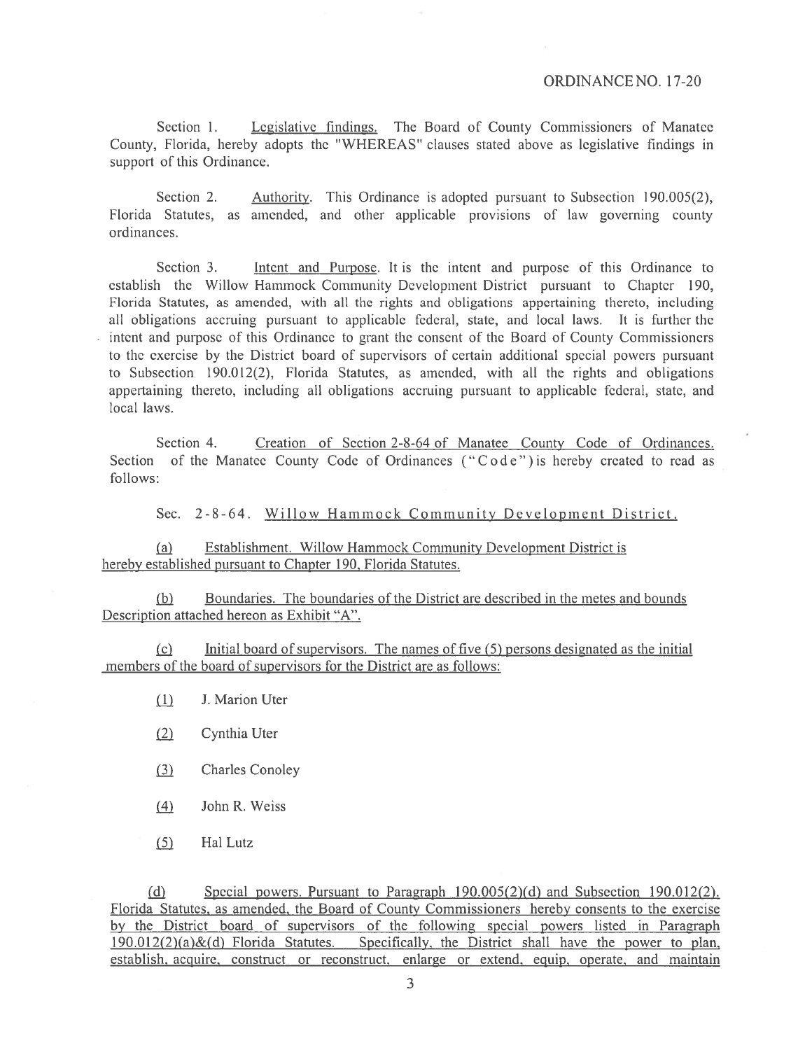ORDINANCE NO. 17-20

Section 1. Legislative findings. The Board of County Commissioners of Manatee County, Florida, hereby adopts the "WHEREAS" clauses stated above as legislative findings in support of this Ordinance.

Section 2. Authority. This Ordinance is adopted pursuant to Subsection 190.005(2), Florida Statutes, as amended, and other applicable provisions of law governing county ordinances.

Section 3. Intent and Purpose. It is the intent and purpose of this Ordinance to establish the Willow Hammock Community Development District pursuant to Chapter 190, Florida Statutes, as amended, with all the rights and obligations appertaining thereto, including all obligations accruing pursuant to applicable federal, state, and local laws. It is further the intent and purpose of this Ordinance to grant the consent of the Board of County Commissioners to the exercise by the District board of supervisors of certain additional special powers pursuant to Subsection 190.012(2), Florida Statutes, as amended, with all the rights and obligations appertaining thereto, including all obligations accruing pursuant to applicable federal, state, and local laws.

Section 4. Creation of Section 2-8-64 of Manatee County Code of Ordinances. Section of the Manatee County Code of Ordinances ("Code") is hereby created to read as follows:

Sec. 2-8-64. Willow Hammock Community Development District.

(a) Establishment. Willow Hammock Community Development District is hereby established pursuant to Chapter 190, Florida Statutes.

(b) Boundaries. The boundaries of the District are described in the metes and bounds Description attached hereon as Exhibit "A".

(c) Initial board of supervisors. The names of five (5) persons designated as the initial members of the board of supervisors for the District are as follows:

(1) J. Marion Uter

(2) Cynthia Uter

(3) Charles Conoley

(4) John R. Weiss

(5) Hal Lutz

(d) Special powers. Pursuant to Paragraph 190.005(2)(d) and Subsection 190.012(2), Florida Statutes, as amended, the Board of County Commissioners hereby consents to the exercise by the District board of supervisors of the following special powers listed in Paragraph 190.012(2)(a)&(d) Florida Statutes. Specifically, the District shall have the power to plan, establish, acquire, construct or reconstruct, enlarge or extend, equip, operate, and maintain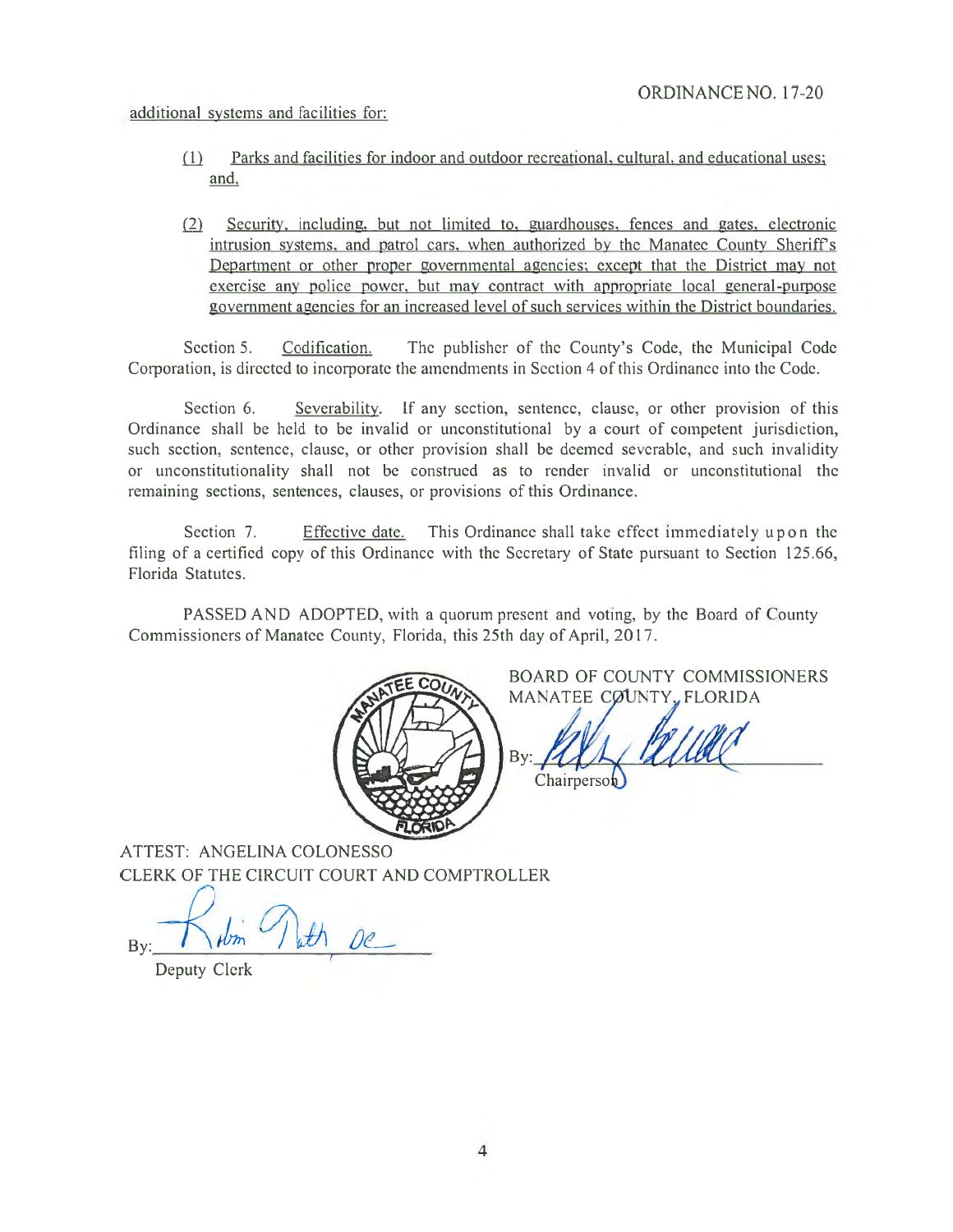ORDINANCE NO. 17-20

additional systems and facilities for:

(1) Parks and facilities for indoor and outdoor recreational, cultural, and educational uses; and,

(2) Security, including, but not limited to, guardhouses, fences and gates, electronic intrusion systems, and patrol cars, when authorized by the Manatee County Sheriff's Department or other proper governmental agencies; except that the District may not exercise any police power, but may contract with appropriate local general-purpose government agencies for an increased level of such services within the District boundaries.

Section 5. Codification. The publisher of the County's Code, the Municipal Code Corporation, is directed to incorporate the amendments in Section 4 of this Ordinance into the Code.

Section 6. Severability. If any section, sentence, clause, or other provision of this Ordinance shall be held to be invalid or unconstitutional by a court of competent jurisdiction, such section, sentence, clause, or other provision shall be deemed severable, and such invalidity or unconstitutionality shall not be construed as to render invalid or unconstitutional the remaining sections, sentences, clauses, or provisions of this Ordinance.

Section 7. Effective date. This Ordinance shall take effect immediately upon the filing of a certified copy of this Ordinance with the Secretary of State pursuant to Section 125.66, Florida Statutes.

PASSED AND ADOPTED, with a quorum present and voting, by the Board of County Commissioners of Manatee County, Florida, this 25th day of April, 2017.

BOARD OF COUNTY COMMISSIONERS
MANATEE COUNTY, FLORIDA

By: ____________________
Chairperson

ATTEST: ANGELINA COLONESSO
CLERK OF THE CIRCUIT COURT AND COMPTROLLER

By: ____________________
Deputy Clerk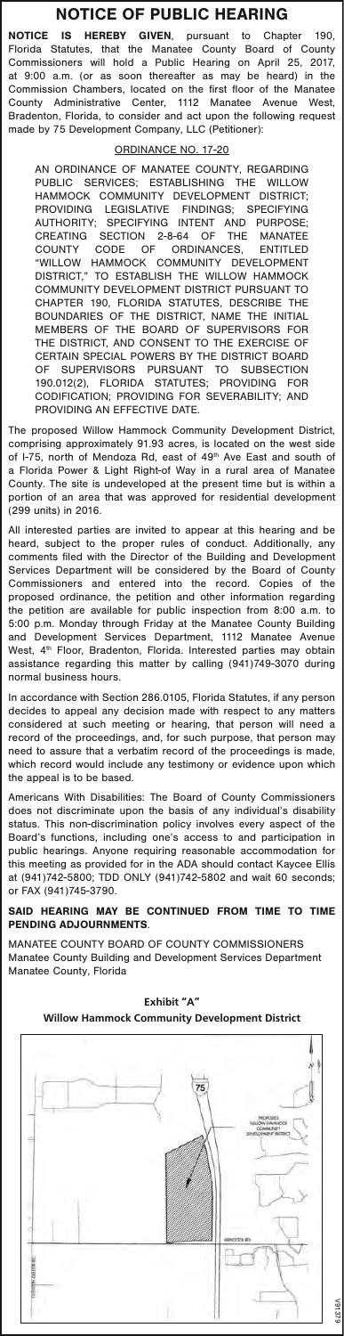# NOTICE OF PUBLIC HEARING

**NOTICE IS HEREBY GIVEN**, pursuant to Chapter 190, Florida Statutes, that the Manatee County Board of County Commissioners will hold a Public Hearing on April 25, 2017, at 9:00 a.m. (or as soon thereafter as may be heard) in the Commission Chambers, located on the first floor of the Manatee County Administrative Center, 1112 Manatee Avenue West, Bradenton, Florida, to consider and act upon the following request made by 75 Development Company, LLC (Petitioner):

## ORDINANCE NO. 17-20

AN ORDINANCE OF MANATEE COUNTY, REGARDING PUBLIC SERVICES; ESTABLISHING THE WILLOW HAMMOCK COMMUNITY DEVELOPMENT DISTRICT; PROVIDING LEGISLATIVE FINDINGS; SPECIFYING AUTHORITY; SPECIFYING INTENT AND PURPOSE; CREATING SECTION 2-8-64 OF THE MANATEE COUNTY CODE OF ORDINANCES, ENTITLED "WILLOW HAMMOCK COMMUNITY DEVELOPMENT DISTRICT," TO ESTABLISH THE WILLOW HAMMOCK COMMUNITY DEVELOPMENT DISTRICT PURSUANT TO CHAPTER 190, FLORIDA STATUTES, DESCRIBE THE BOUNDARIES OF THE DISTRICT, NAME THE INITIAL MEMBERS OF THE BOARD OF SUPERVISORS FOR THE DISTRICT, AND CONSENT TO THE EXERCISE OF CERTAIN SPECIAL POWERS BY THE DISTRICT BOARD OF SUPERVISORS PURSUANT TO SUBSECTION 190.012(2), FLORIDA STATUTES; PROVIDING FOR CODIFICATION; PROVIDING FOR SEVERABILITY; AND PROVIDING AN EFFECTIVE DATE.

The proposed Willow Hammock Community Development District, comprising approximately 91.93 acres, is located on the west side of I-75, north of Mendoza Rd, east of 49th Ave East and south of a Florida Power & Light Right-of Way in a rural area of Manatee County. The site is undeveloped at the present time but is within a portion of an area that was approved for residential development (299 units) in 2016.

All interested parties are invited to appear at this hearing and be heard, subject to the proper rules of conduct. Additionally, any comments filed with the Director of the Building and Development Services Department will be considered by the Board of County Commissioners and entered into the record. Copies of the proposed ordinance, the petition and other information regarding the petition are available for public inspection from 8:00 a.m. to 5:00 p.m. Monday through Friday at the Manatee County Building and Development Services Department, 1112 Manatee Avenue West, 4th Floor, Bradenton, Florida. Interested parties may obtain assistance regarding this matter by calling (941)749-3070 during normal business hours.

In accordance with Section 286.0105, Florida Statutes, if any person decides to appeal any decision made with respect to any matters considered at such meeting or hearing, that person will need a record of the proceedings, and, for such purpose, that person may need to assure that a verbatim record of the proceedings is made, which record would include any testimony or evidence upon which the appeal is to be based.

Americans With Disabilities: The Board of County Commissioners does not discriminate upon the basis of any individual's disability status. This non-discrimination policy involves every aspect of the Board's functions, including one's access to and participation in public hearings. Anyone requiring reasonable accommodation for this meeting as provided for in the ADA should contact Kaycee Ellis at (941)742-5800; TDD ONLY (941)742-5802 and wait 60 seconds; or FAX (941)745-3790.

**SAID HEARING MAY BE CONTINUED FROM TIME TO TIME PENDING ADJOURNMENTS**.

MANATEE COUNTY BOARD OF COUNTY COMMISSIONERS
Manatee County Building and Development Services Department
Manatee County, Florida

**Exhibit "A"**
**Willow Hammock Community Development District**

75

PROPOSED WILLOW HAMMOCK COMMUNITY DEVELOPMENT DISTRICT

MENDOZA RD

V91379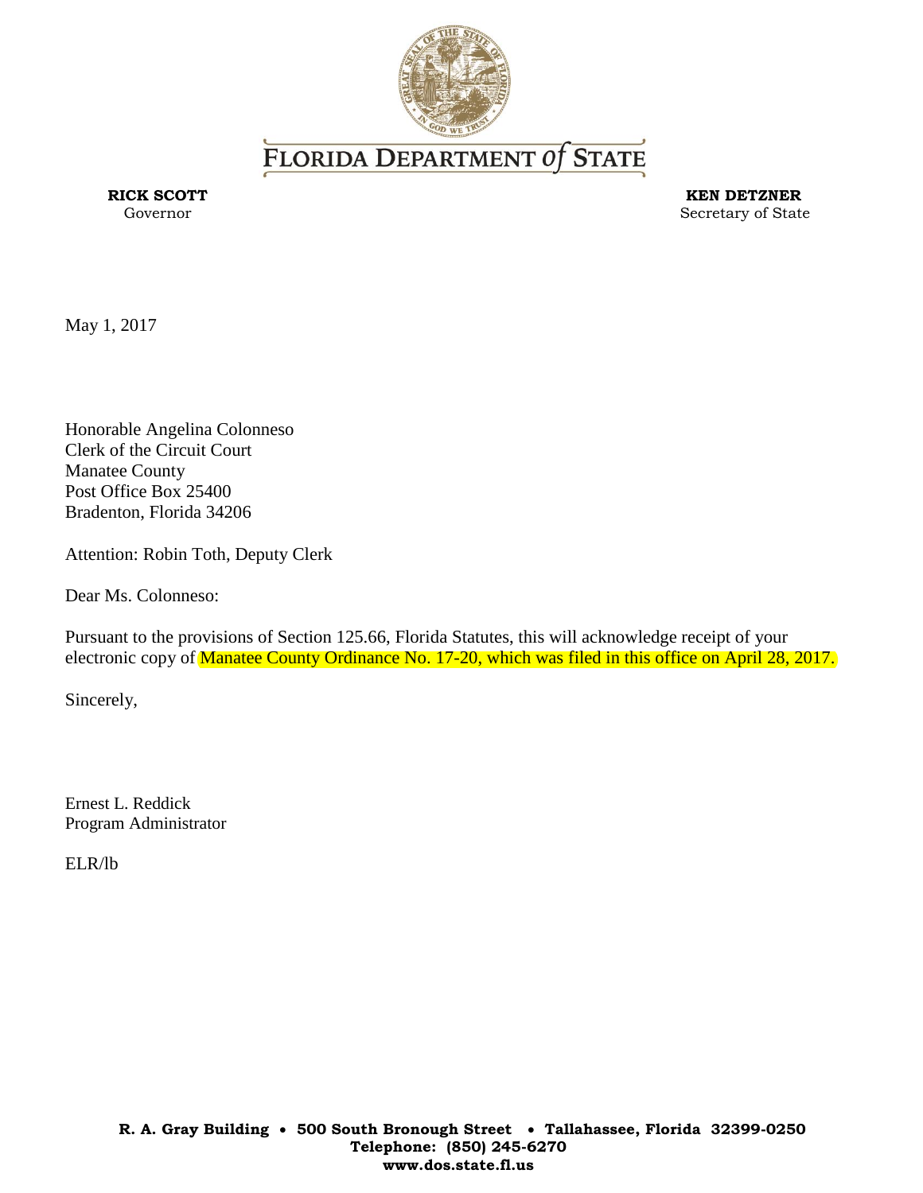# FLORIDA DEPARTMENT *of* STATE

**RICK SCOTT**
Governor

**KEN DETZNER**
Secretary of State

May 1, 2017

Honorable Angelina Colonneso
Clerk of the Circuit Court
Manatee County
Post Office Box 25400
Bradenton, Florida 34206

Attention: Robin Toth, Deputy Clerk

Dear Ms. Colonneso:

Pursuant to the provisions of Section 125.66, Florida Statutes, this will acknowledge receipt of your electronic copy of Manatee County Ordinance No. 17-20, which was filed in this office on April 28, 2017.

Sincerely,

Ernest L. Reddick
Program Administrator

ELR/lb

**R. A. Gray Building • 500 South Bronough Street • Tallahassee, Florida 32399-0250**
**Telephone: (850) 245-6270**
**www.dos.state.fl.us**